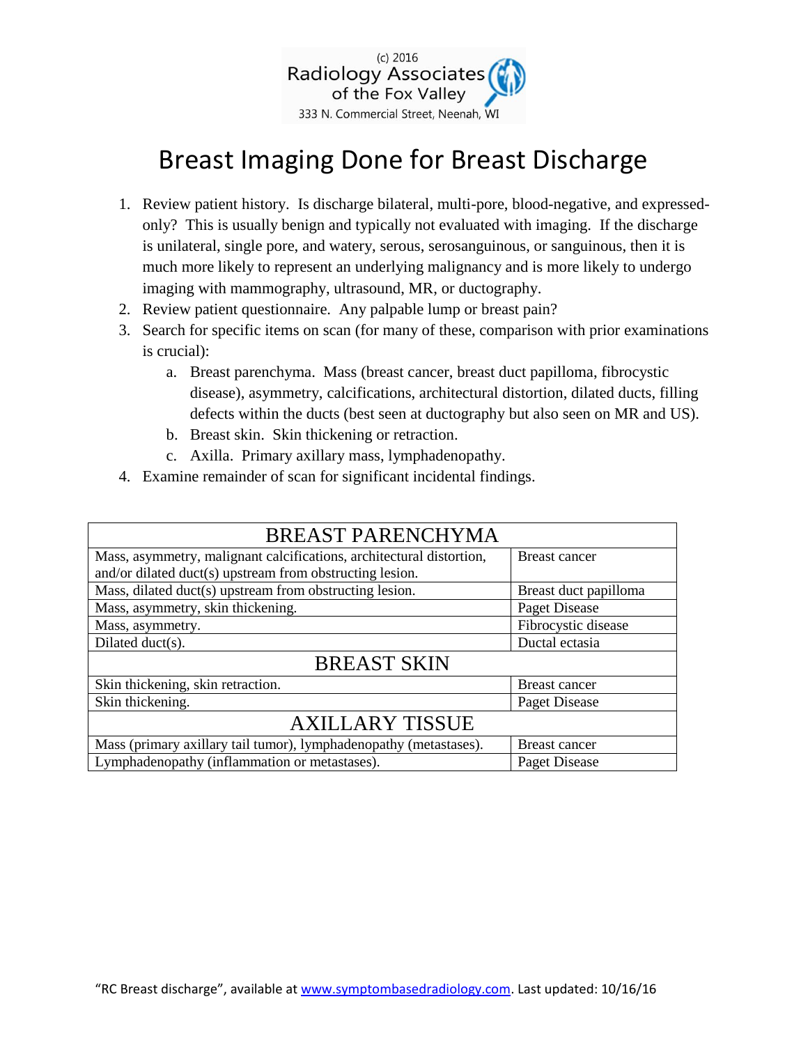(c) 2016
Radiology Associates of the Fox Valley
333 N. Commercial Street, Neenah, WI

# Breast Imaging Done for Breast Discharge

1. Review patient history. Is discharge bilateral, multi-pore, blood-negative, and expressed-only? This is usually benign and typically not evaluated with imaging. If the discharge is unilateral, single pore, and watery, serous, serosanguinous, or sanguinous, then it is much more likely to represent an underlying malignancy and is more likely to undergo imaging with mammography, ultrasound, MR, or ductography.
2. Review patient questionnaire. Any palpable lump or breast pain?
3. Search for specific items on scan (for many of these, comparison with prior examinations is crucial):
   a. Breast parenchyma. Mass (breast cancer, breast duct papilloma, fibrocystic disease), asymmetry, calcifications, architectural distortion, dilated ducts, filling defects within the ducts (best seen at ductography but also seen on MR and US).
   b. Breast skin. Skin thickening or retraction.
   c. Axilla. Primary axillary mass, lymphadenopathy.
4. Examine remainder of scan for significant incidental findings.

| BREAST PARENCHYMA | |
|---|---|
| Mass, asymmetry, malignant calcifications, architectural distortion, and/or dilated duct(s) upstream from obstructing lesion. | Breast cancer |
| Mass, dilated duct(s) upstream from obstructing lesion. | Breast duct papilloma |
| Mass, asymmetry, skin thickening. | Paget Disease |
| Mass, asymmetry. | Fibrocystic disease |
| Dilated duct(s). | Ductal ectasia |
| **BREAST SKIN** | |
| Skin thickening, skin retraction. | Breast cancer |
| Skin thickening. | Paget Disease |
| **AXILLARY TISSUE** | |
| Mass (primary axillary tail tumor), lymphadenopathy (metastases). | Breast cancer |
| Lymphadenopathy (inflammation or metastases). | Paget Disease |

"RC Breast discharge", available at [www.symptombasedradiology.com](http://www.symptombasedradiology.com). Last updated: 10/16/16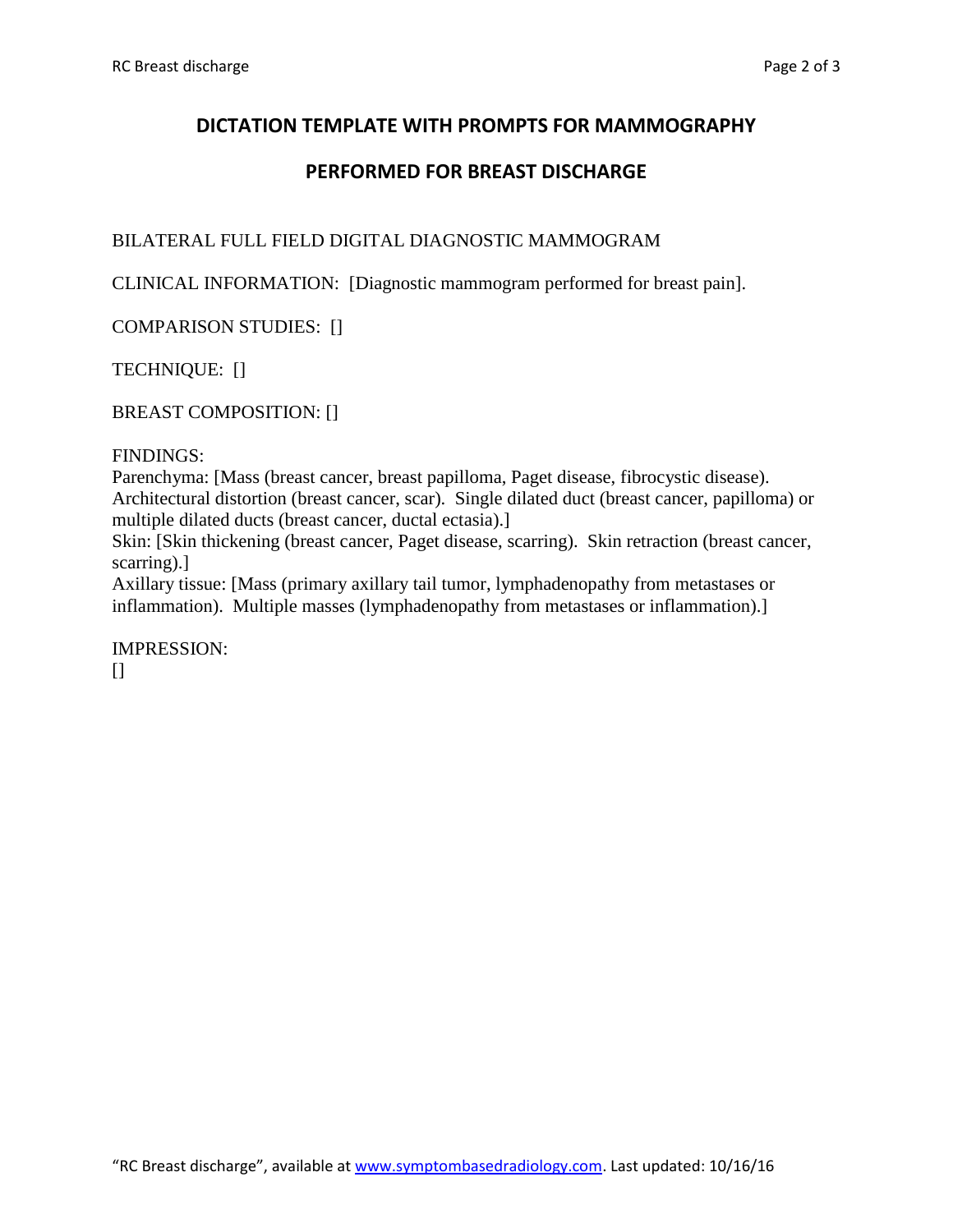## DICTATION TEMPLATE WITH PROMPTS FOR MAMMOGRAPHY

## PERFORMED FOR BREAST DISCHARGE

BILATERAL FULL FIELD DIGITAL DIAGNOSTIC MAMMOGRAM

CLINICAL INFORMATION: [Diagnostic mammogram performed for breast pain].

COMPARISON STUDIES: []

TECHNIQUE: []

BREAST COMPOSITION: []

FINDINGS:
Parenchyma: [Mass (breast cancer, breast papilloma, Paget disease, fibrocystic disease). Architectural distortion (breast cancer, scar). Single dilated duct (breast cancer, papilloma) or multiple dilated ducts (breast cancer, ductal ectasia).]
Skin: [Skin thickening (breast cancer, Paget disease, scarring). Skin retraction (breast cancer, scarring).]
Axillary tissue: [Mass (primary axillary tail tumor, lymphadenopathy from metastases or inflammation). Multiple masses (lymphadenopathy from metastases or inflammation).]

IMPRESSION:
[]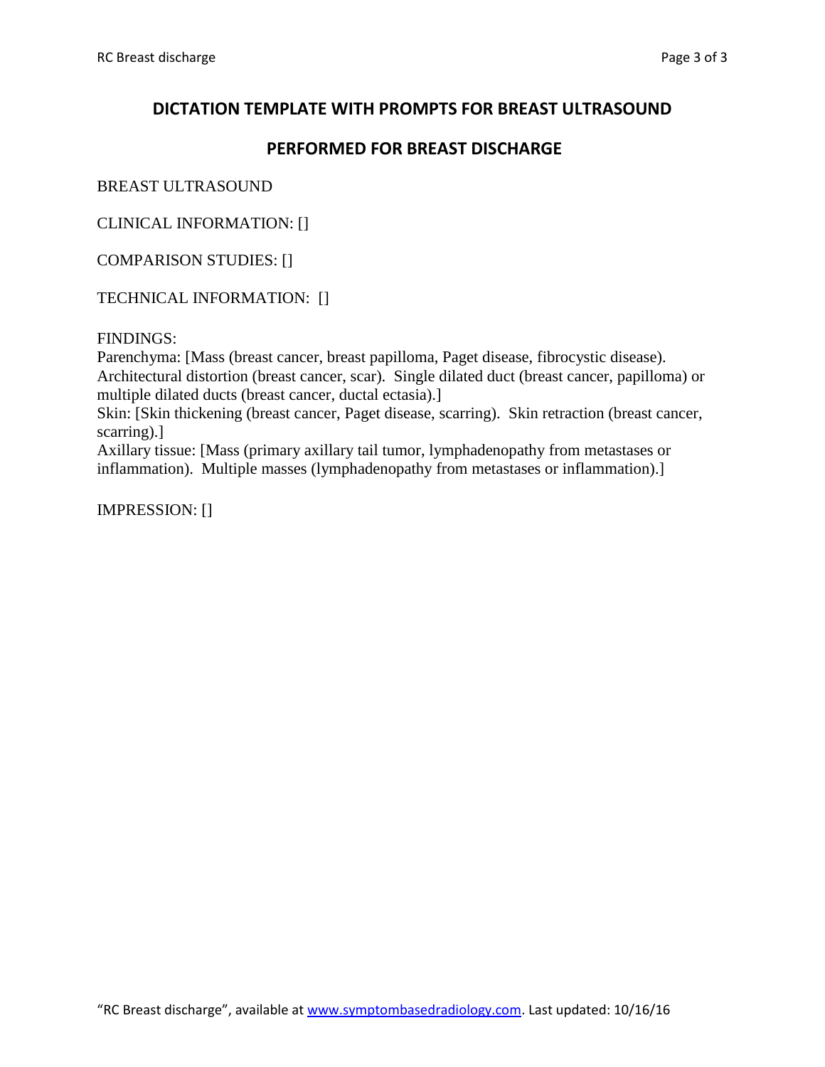# DICTATION TEMPLATE WITH PROMPTS FOR BREAST ULTRASOUND

## PERFORMED FOR BREAST DISCHARGE

BREAST ULTRASOUND

CLINICAL INFORMATION: []

COMPARISON STUDIES: []

TECHNICAL INFORMATION: []

FINDINGS:
Parenchyma: [Mass (breast cancer, breast papilloma, Paget disease, fibrocystic disease). Architectural distortion (breast cancer, scar). Single dilated duct (breast cancer, papilloma) or multiple dilated ducts (breast cancer, ductal ectasia).]
Skin: [Skin thickening (breast cancer, Paget disease, scarring). Skin retraction (breast cancer, scarring).]
Axillary tissue: [Mass (primary axillary tail tumor, lymphadenopathy from metastases or inflammation). Multiple masses (lymphadenopathy from metastases or inflammation).]

IMPRESSION: []

"RC Breast discharge", available at www.symptombasedradiology.com. Last updated: 10/16/16